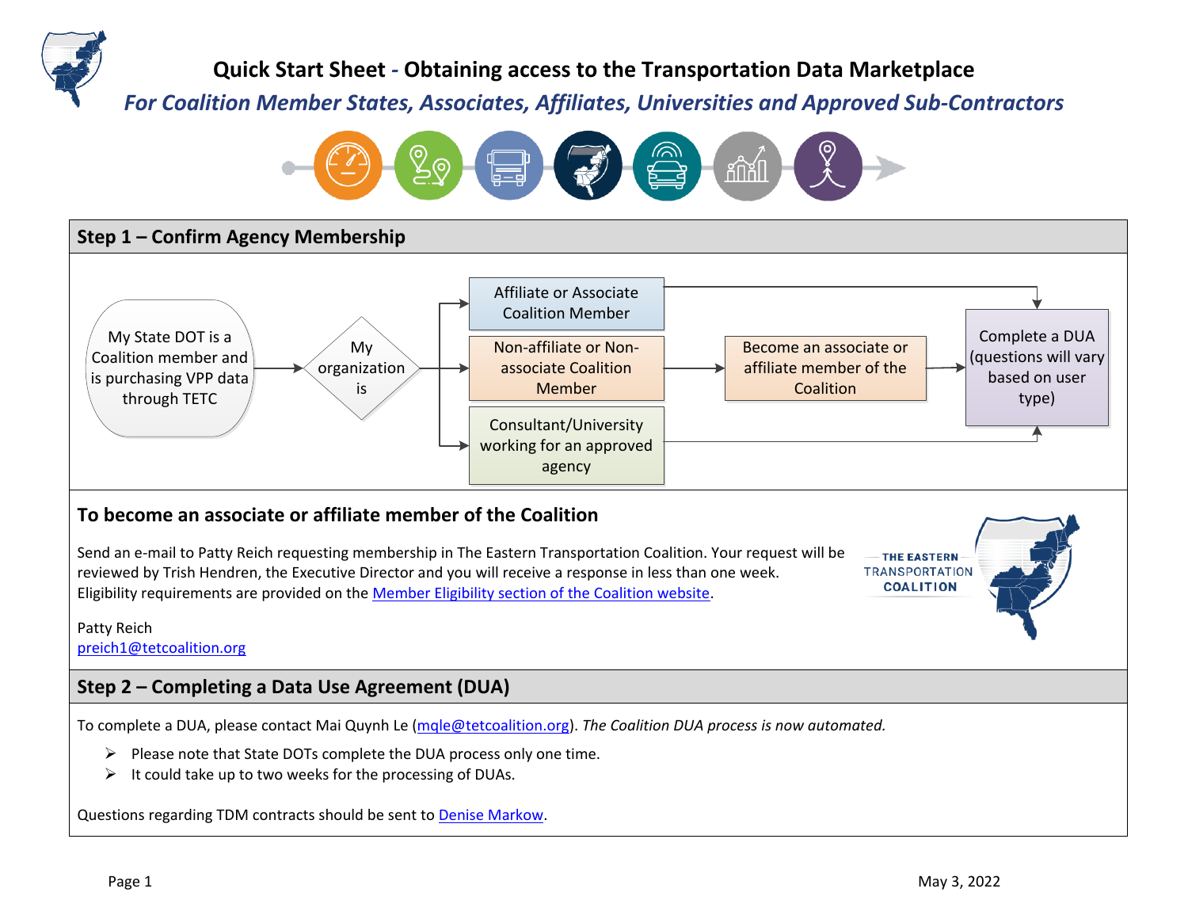# Quick Start Sheet - Obtaining access to the Transportation Data Marketplace

*For Coalition Member States, Associates, Affiliates, Universities and Approved Sub-Contractors*

## Step 1 – Confirm Agency Membership

My State DOT is a Coalition member and is purchasing VPP data through TETC → My organization is:

- Affiliate or Associate Coalition Member → Complete a DUA (questions will vary based on user type)
- Non-affiliate or Non-associate Coalition Member → Become an associate or affiliate member of the Coalition → Complete a DUA (questions will vary based on user type)
- Consultant/University working for an approved agency → Complete a DUA (questions will vary based on user type)

### To become an associate or affiliate member of the Coalition

Send an e-mail to Patty Reich requesting membership in The Eastern Transportation Coalition. Your request will be reviewed by Trish Hendren, the Executive Director and you will receive a response in less than one week. Eligibility requirements are provided on the Member Eligibility section of the Coalition website.

Patty Reich
preich1@tetcoalition.org

THE EASTERN TRANSPORTATION COALITION

## Step 2 – Completing a Data Use Agreement (DUA)

To complete a DUA, please contact Mai Quynh Le (mqle@tetcoalition.org). *The Coalition DUA process is now automated.*

- Please note that State DOTs complete the DUA process only one time.
- It could take up to two weeks for the processing of DUAs.

Questions regarding TDM contracts should be sent to Denise Markow.

May 3, 2022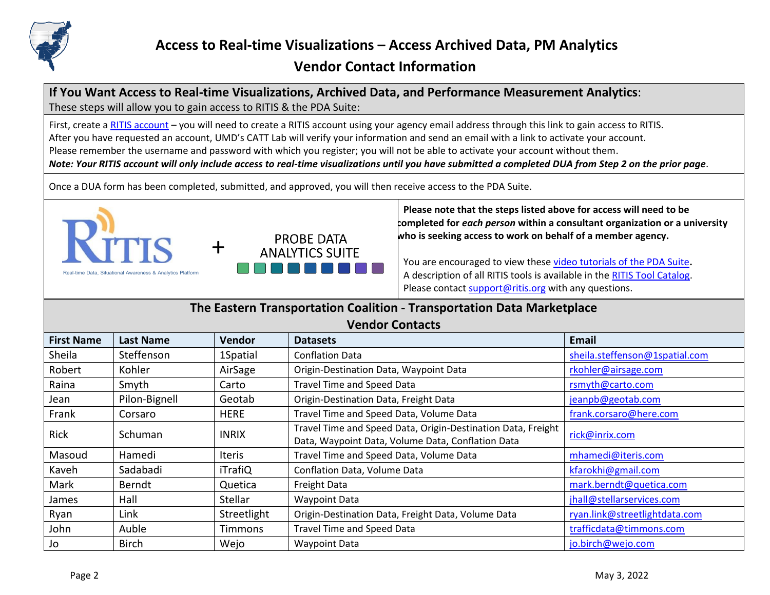# Access to Real-time Visualizations – Access Archived Data, PM Analytics

## Vendor Contact Information

**If You Want Access to Real-time Visualizations, Archived Data, and Performance Measurement Analytics**:
These steps will allow you to gain access to RITIS & the PDA Suite:

First, create a RITIS account – you will need to create a RITIS account using your agency email address through this link to gain access to RITIS.
After you have requested an account, UMD's CATT Lab will verify your information and send an email with a link to activate your account.
Please remember the username and password with which you register; you will not be able to activate your account without them.
***Note: Your RITIS account will only include access to real-time visualizations until you have submitted a completed DUA from Step 2 on the prior page***.

Once a DUA form has been completed, submitted, and approved, you will then receive access to the PDA Suite.

RITIS
Real-time Data, Situational Awareness & Analytics Platform

+

PROBE DATA ANALYTICS SUITE

**Please note that the steps listed above for access will need to be completed for *each person* within a consultant organization or a university who is seeking access to work on behalf of a member agency.**

You are encouraged to view these video tutorials of the PDA Suite**.**
A description of all RITIS tools is available in the RITIS Tool Catalog.
Please contact support@ritis.org with any questions.

### The Eastern Transportation Coalition - Transportation Data Marketplace Vendor Contacts

| First Name | Last Name | Vendor | Datasets | Email |
|---|---|---|---|---|
| Sheila | Steffenson | 1Spatial | Conflation Data | sheila.steffenson@1spatial.com |
| Robert | Kohler | AirSage | Origin-Destination Data, Waypoint Data | rkohler@airsage.com |
| Raina | Smyth | Carto | Travel Time and Speed Data | rsmyth@carto.com |
| Jean | Pilon-Bignell | Geotab | Origin-Destination Data, Freight Data | jeanpb@geotab.com |
| Frank | Corsaro | HERE | Travel Time and Speed Data, Volume Data | frank.corsaro@here.com |
| Rick | Schuman | INRIX | Travel Time and Speed Data, Origin-Destination Data, Freight Data, Waypoint Data, Volume Data, Conflation Data | rick@inrix.com |
| Masoud | Hamedi | Iteris | Travel Time and Speed Data, Volume Data | mhamedi@iteris.com |
| Kaveh | Sadabadi | iTrafiQ | Conflation Data, Volume Data | kfarokhi@gmail.com |
| Mark | Berndt | Quetica | Freight Data | mark.berndt@quetica.com |
| James | Hall | Stellar | Waypoint Data | jhall@stellarservices.com |
| Ryan | Link | Streetlight | Origin-Destination Data, Freight Data, Volume Data | ryan.link@streetlightdata.com |
| John | Auble | Timmons | Travel Time and Speed Data | trafficdata@timmons.com |
| Jo | Birch | Wejo | Waypoint Data | jo.birch@wejo.com |

May 3, 2022